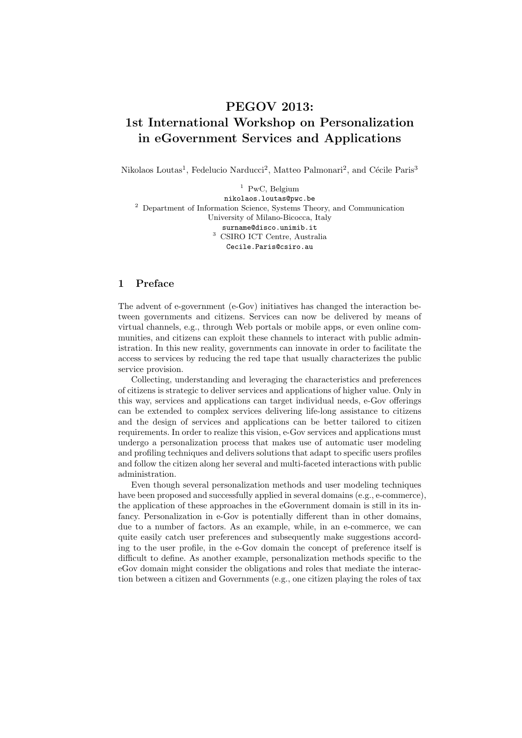# PEGOV 2013: 1st International Workshop on Personalization in eGovernment Services and Applications

Nikolaos Loutas[1], Fedelucio Narducci[2], Matteo Palmonari[2], and Cécile Paris[3]

[1] PwC, Belgium
nikolaos.loutas@pwc.be

[2] Department of Information Science, Systems Theory, and Communication
University of Milano-Bicocca, Italy
surname@disco.unimib.it

[3] CSIRO ICT Centre, Australia
Cecile.Paris@csiro.au

## 1 Preface

The advent of e-government (e-Gov) initiatives has changed the interaction between governments and citizens. Services can now be delivered by means of virtual channels, e.g., through Web portals or mobile apps, or even online communities, and citizens can exploit these channels to interact with public administration. In this new reality, governments can innovate in order to facilitate the access to services by reducing the red tape that usually characterizes the public service provision.

Collecting, understanding and leveraging the characteristics and preferences of citizens is strategic to deliver services and applications of higher value. Only in this way, services and applications can target individual needs, e-Gov offerings can be extended to complex services delivering life-long assistance to citizens and the design of services and applications can be better tailored to citizen requirements. In order to realize this vision, e-Gov services and applications must undergo a personalization process that makes use of automatic user modeling and profiling techniques and delivers solutions that adapt to specific users profiles and follow the citizen along her several and multi-faceted interactions with public administration.

Even though several personalization methods and user modeling techniques have been proposed and successfully applied in several domains (e.g., e-commerce), the application of these approaches in the eGovernment domain is still in its infancy. Personalization in e-Gov is potentially different than in other domains, due to a number of factors. As an example, while, in an e-commerce, we can quite easily catch user preferences and subsequently make suggestions according to the user profile, in the e-Gov domain the concept of preference itself is difficult to define. As another example, personalization methods specific to the eGov domain might consider the obligations and roles that mediate the interaction between a citizen and Governments (e.g., one citizen playing the roles of tax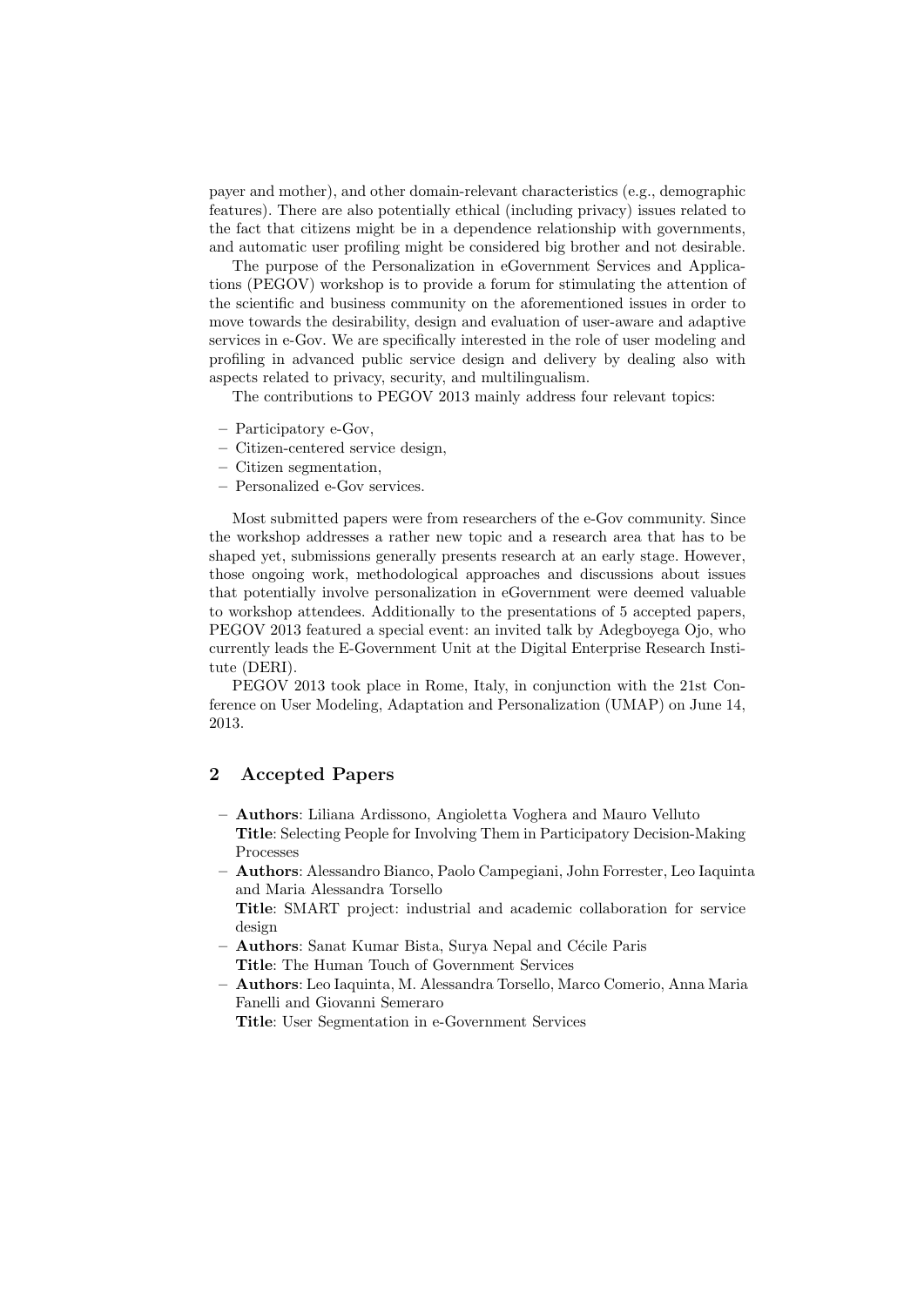payer and mother), and other domain-relevant characteristics (e.g., demographic features). There are also potentially ethical (including privacy) issues related to the fact that citizens might be in a dependence relationship with governments, and automatic user profiling might be considered big brother and not desirable.

The purpose of the Personalization in eGovernment Services and Applications (PEGOV) workshop is to provide a forum for stimulating the attention of the scientific and business community on the aforementioned issues in order to move towards the desirability, design and evaluation of user-aware and adaptive services in e-Gov. We are specifically interested in the role of user modeling and profiling in advanced public service design and delivery by dealing also with aspects related to privacy, security, and multilingualism.

The contributions to PEGOV 2013 mainly address four relevant topics:

- Participatory e-Gov,
- Citizen-centered service design,
- Citizen segmentation,
- Personalized e-Gov services.

Most submitted papers were from researchers of the e-Gov community. Since the workshop addresses a rather new topic and a research area that has to be shaped yet, submissions generally presents research at an early stage. However, those ongoing work, methodological approaches and discussions about issues that potentially involve personalization in eGovernment were deemed valuable to workshop attendees. Additionally to the presentations of 5 accepted papers, PEGOV 2013 featured a special event: an invited talk by Adegboyega Ojo, who currently leads the E-Government Unit at the Digital Enterprise Research Institute (DERI).

PEGOV 2013 took place in Rome, Italy, in conjunction with the 21st Conference on User Modeling, Adaptation and Personalization (UMAP) on June 14, 2013.

## 2 Accepted Papers

- **Authors**: Liliana Ardissono, Angioletta Voghera and Mauro Velluto
  **Title**: Selecting People for Involving Them in Participatory Decision-Making Processes
- **Authors**: Alessandro Bianco, Paolo Campegiani, John Forrester, Leo Iaquinta and Maria Alessandra Torsello
  **Title**: SMART project: industrial and academic collaboration for service design
- **Authors**: Sanat Kumar Bista, Surya Nepal and Cécile Paris
  **Title**: The Human Touch of Government Services
- **Authors**: Leo Iaquinta, M. Alessandra Torsello, Marco Comerio, Anna Maria Fanelli and Giovanni Semeraro
  **Title**: User Segmentation in e-Government Services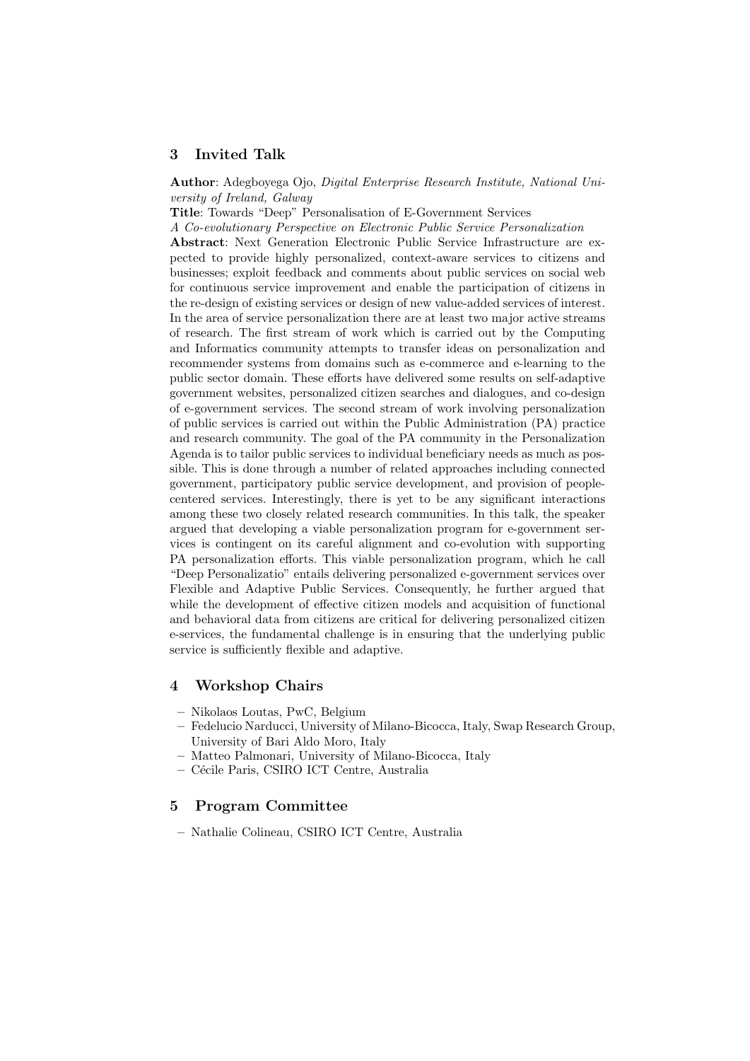## 3 Invited Talk

**Author**: Adegboyega Ojo, *Digital Enterprise Research Institute, National University of Ireland, Galway*

**Title**: Towards "Deep" Personalisation of E-Government Services

*A Co-evolutionary Perspective on Electronic Public Service Personalization*

**Abstract**: Next Generation Electronic Public Service Infrastructure are expected to provide highly personalized, context-aware services to citizens and businesses; exploit feedback and comments about public services on social web for continuous service improvement and enable the participation of citizens in the re-design of existing services or design of new value-added services of interest. In the area of service personalization there are at least two major active streams of research. The first stream of work which is carried out by the Computing and Informatics community attempts to transfer ideas on personalization and recommender systems from domains such as e-commerce and e-learning to the public sector domain. These efforts have delivered some results on self-adaptive government websites, personalized citizen searches and dialogues, and co-design of e-government services. The second stream of work involving personalization of public services is carried out within the Public Administration (PA) practice and research community. The goal of the PA community in the Personalization Agenda is to tailor public services to individual beneficiary needs as much as possible. This is done through a number of related approaches including connected government, participatory public service development, and provision of people-centered services. Interestingly, there is yet to be any significant interactions among these two closely related research communities. In this talk, the speaker argued that developing a viable personalization program for e-government services is contingent on its careful alignment and co-evolution with supporting PA personalization efforts. This viable personalization program, which he call "Deep Personalizatio" entails delivering personalized e-government services over Flexible and Adaptive Public Services. Consequently, he further argued that while the development of effective citizen models and acquisition of functional and behavioral data from citizens are critical for delivering personalized citizen e-services, the fundamental challenge is in ensuring that the underlying public service is sufficiently flexible and adaptive.

## 4 Workshop Chairs

- Nikolaos Loutas, PwC, Belgium
- Fedelucio Narducci, University of Milano-Bicocca, Italy, Swap Research Group, University of Bari Aldo Moro, Italy
- Matteo Palmonari, University of Milano-Bicocca, Italy
- Cécile Paris, CSIRO ICT Centre, Australia

## 5 Program Committee

- Nathalie Colineau, CSIRO ICT Centre, Australia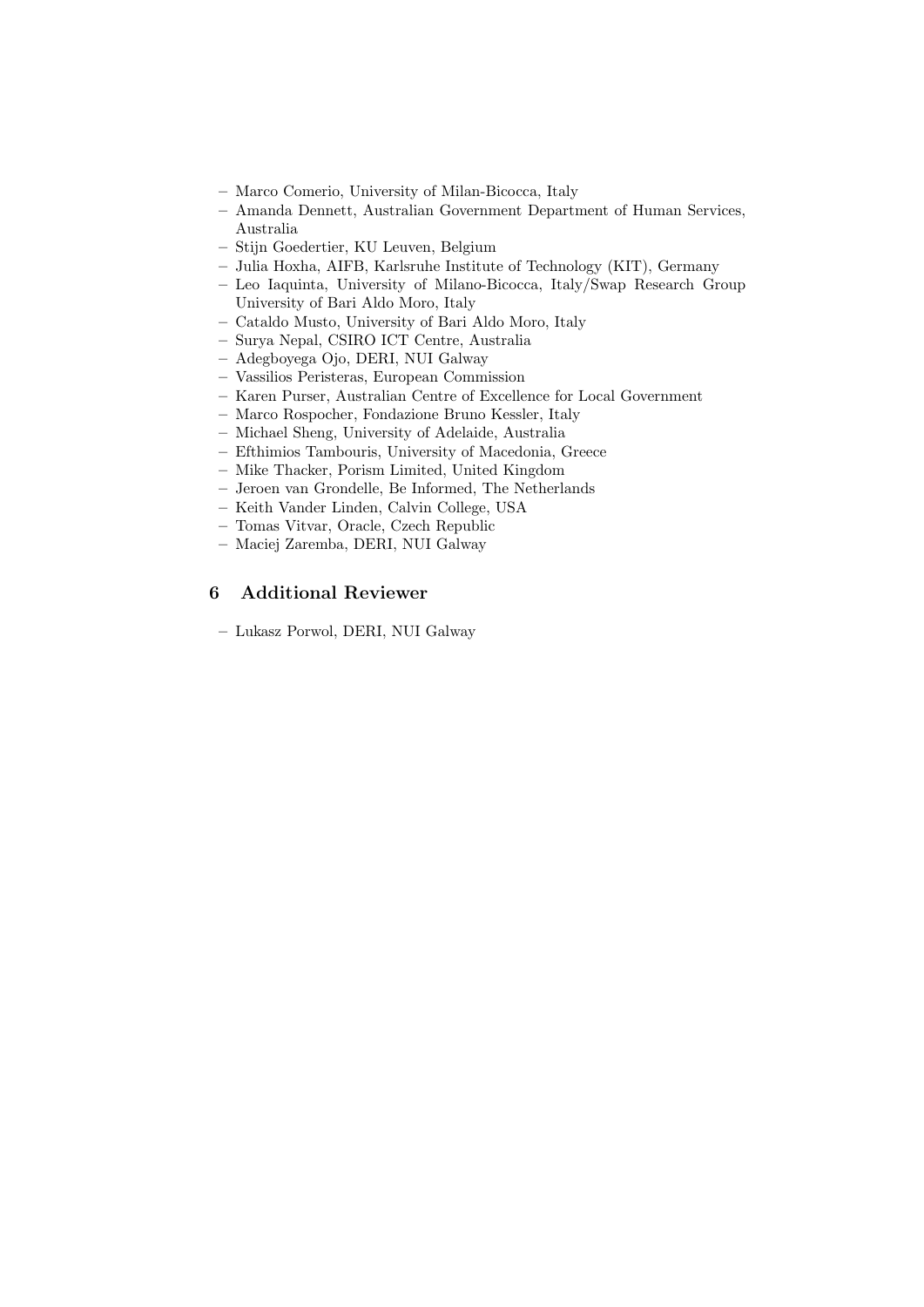- Marco Comerio, University of Milan-Bicocca, Italy
- Amanda Dennett, Australian Government Department of Human Services, Australia
- Stijn Goedertier, KU Leuven, Belgium
- Julia Hoxha, AIFB, Karlsruhe Institute of Technology (KIT), Germany
- Leo Iaquinta, University of Milano-Bicocca, Italy/Swap Research Group University of Bari Aldo Moro, Italy
- Cataldo Musto, University of Bari Aldo Moro, Italy
- Surya Nepal, CSIRO ICT Centre, Australia
- Adegboyega Ojo, DERI, NUI Galway
- Vassilios Peristeras, European Commission
- Karen Purser, Australian Centre of Excellence for Local Government
- Marco Rospocher, Fondazione Bruno Kessler, Italy
- Michael Sheng, University of Adelaide, Australia
- Efthimios Tambouris, University of Macedonia, Greece
- Mike Thacker, Porism Limited, United Kingdom
- Jeroen van Grondelle, Be Informed, The Netherlands
- Keith Vander Linden, Calvin College, USA
- Tomas Vitvar, Oracle, Czech Republic
- Maciej Zaremba, DERI, NUI Galway

## 6 Additional Reviewer

- Lukasz Porwol, DERI, NUI Galway